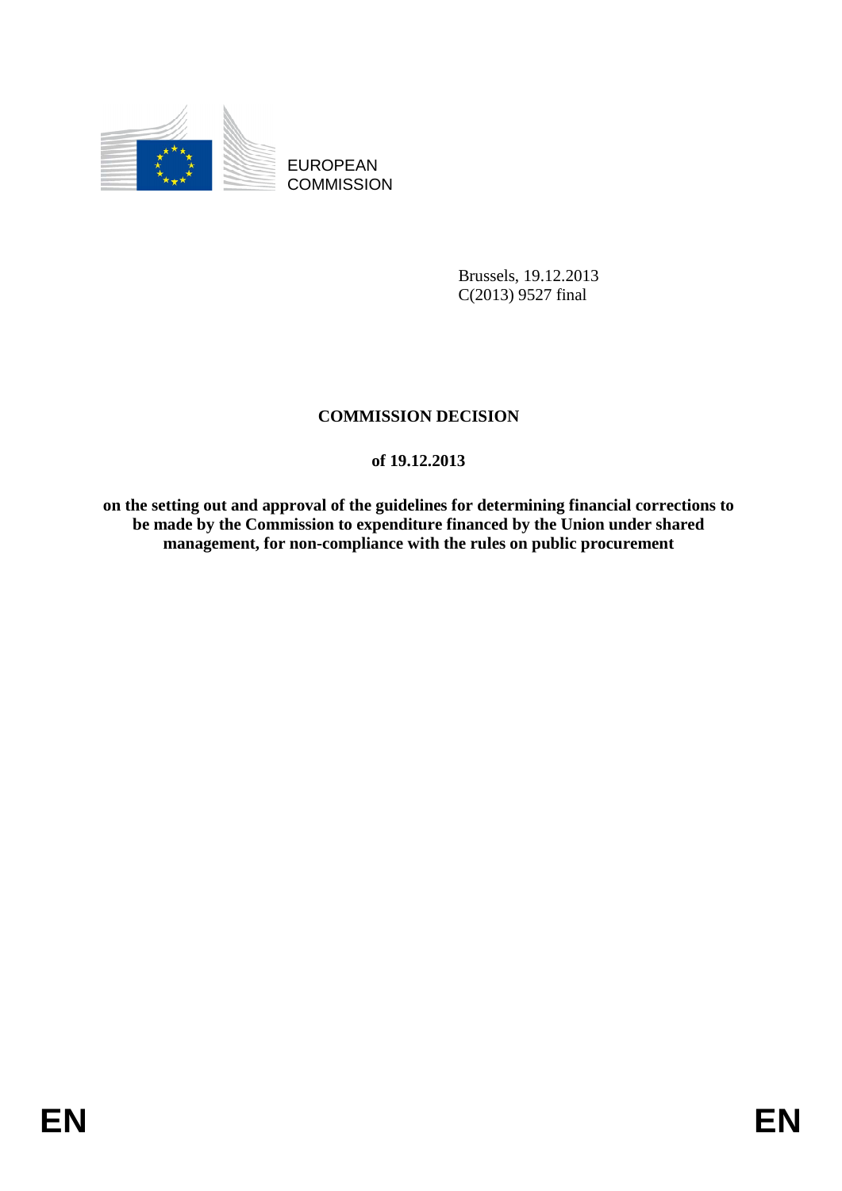EUROPEAN COMMISSION

Brussels, 19.12.2013
C(2013) 9527 final

# COMMISSION DECISION

**of 19.12.2013**

**on the setting out and approval of the guidelines for determining financial corrections to be made by the Commission to expenditure financed by the Union under shared management, for non-compliance with the rules on public procurement**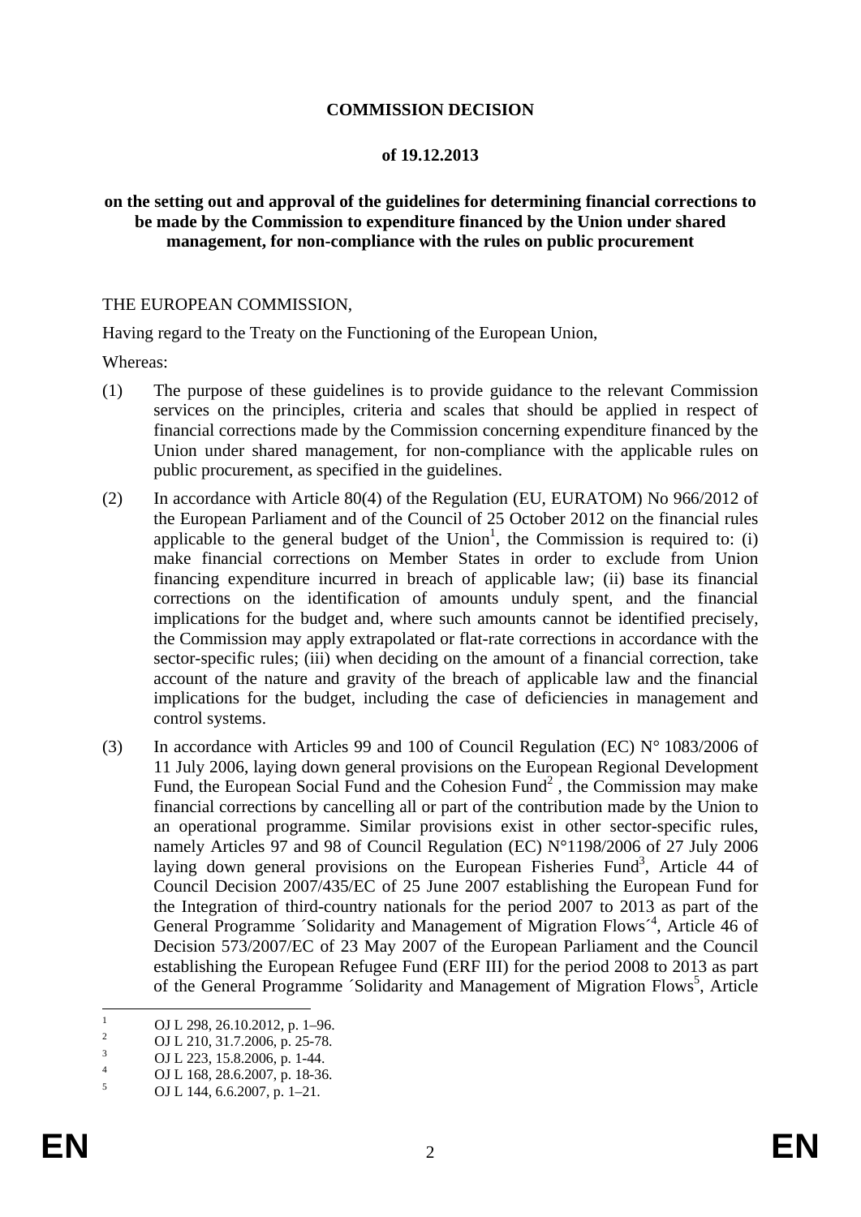**COMMISSION DECISION**

**of 19.12.2013**

**on the setting out and approval of the guidelines for determining financial corrections to be made by the Commission to expenditure financed by the Union under shared management, for non-compliance with the rules on public procurement**

THE EUROPEAN COMMISSION,

Having regard to the Treaty on the Functioning of the European Union,

Whereas:

(1) The purpose of these guidelines is to provide guidance to the relevant Commission services on the principles, criteria and scales that should be applied in respect of financial corrections made by the Commission concerning expenditure financed by the Union under shared management, for non-compliance with the applicable rules on public procurement, as specified in the guidelines.

(2) In accordance with Article 80(4) of the Regulation (EU, EURATOM) No 966/2012 of the European Parliament and of the Council of 25 October 2012 on the financial rules applicable to the general budget of the Union[1], the Commission is required to: (i) make financial corrections on Member States in order to exclude from Union financing expenditure incurred in breach of applicable law; (ii) base its financial corrections on the identification of amounts unduly spent, and the financial implications for the budget and, where such amounts cannot be identified precisely, the Commission may apply extrapolated or flat-rate corrections in accordance with the sector-specific rules; (iii) when deciding on the amount of a financial correction, take account of the nature and gravity of the breach of applicable law and the financial implications for the budget, including the case of deficiencies in management and control systems.

(3) In accordance with Articles 99 and 100 of Council Regulation (EC) N° 1083/2006 of 11 July 2006, laying down general provisions on the European Regional Development Fund, the European Social Fund and the Cohesion Fund[2] , the Commission may make financial corrections by cancelling all or part of the contribution made by the Union to an operational programme. Similar provisions exist in other sector-specific rules, namely Articles 97 and 98 of Council Regulation (EC) N°1198/2006 of 27 July 2006 laying down general provisions on the European Fisheries Fund[3], Article 44 of Council Decision 2007/435/EC of 25 June 2007 establishing the European Fund for the Integration of third-country nationals for the period 2007 to 2013 as part of the General Programme ´Solidarity and Management of Migration Flows´[4], Article 46 of Decision 573/2007/EC of 23 May 2007 of the European Parliament and the Council establishing the European Refugee Fund (ERF III) for the period 2008 to 2013 as part of the General Programme ´Solidarity and Management of Migration Flows[5], Article

---

[1] OJ L 298, 26.10.2012, p. 1–96.

[2] OJ L 210, 31.7.2006, p. 25-78.

[3] OJ L 223, 15.8.2006, p. 1-44.

[4] OJ L 168, 28.6.2007, p. 18-36.

[5] OJ L 144, 6.6.2007, p. 1–21.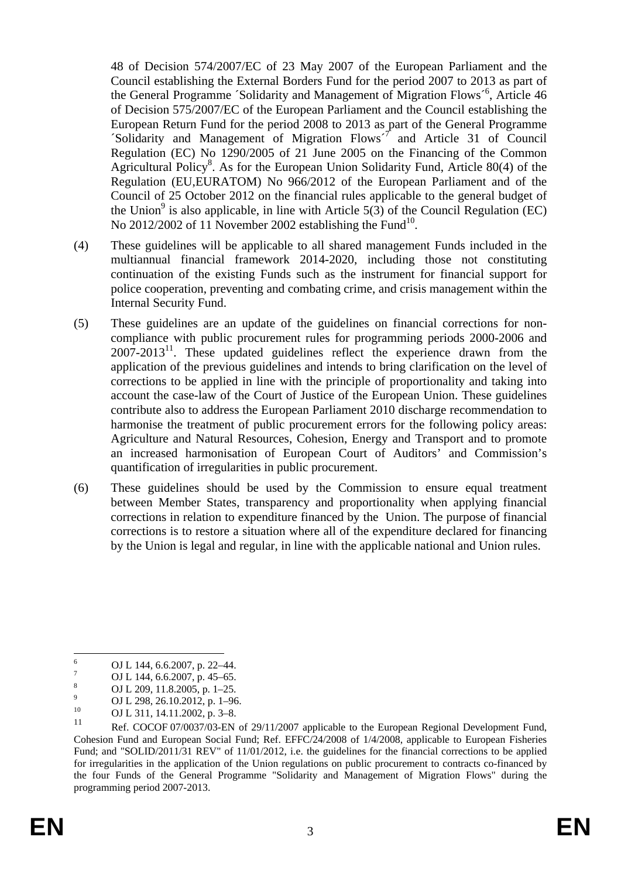48 of Decision 574/2007/EC of 23 May 2007 of the European Parliament and the Council establishing the External Borders Fund for the period 2007 to 2013 as part of the General Programme ´Solidarity and Management of Migration Flows´[6], Article 46 of Decision 575/2007/EC of the European Parliament and the Council establishing the European Return Fund for the period 2008 to 2013 as part of the General Programme ´Solidarity and Management of Migration Flows´[7] and Article 31 of Council Regulation (EC) No 1290/2005 of 21 June 2005 on the Financing of the Common Agricultural Policy[8]. As for the European Union Solidarity Fund, Article 80(4) of the Regulation (EU,EURATOM) No 966/2012 of the European Parliament and of the Council of 25 October 2012 on the financial rules applicable to the general budget of the Union[9] is also applicable, in line with Article 5(3) of the Council Regulation (EC) No 2012/2002 of 11 November 2002 establishing the Fund[10].

(4) These guidelines will be applicable to all shared management Funds included in the multiannual financial framework 2014-2020, including those not constituting continuation of the existing Funds such as the instrument for financial support for police cooperation, preventing and combating crime, and crisis management within the Internal Security Fund.

(5) These guidelines are an update of the guidelines on financial corrections for non-compliance with public procurement rules for programming periods 2000-2006 and 2007-2013[11]. These updated guidelines reflect the experience drawn from the application of the previous guidelines and intends to bring clarification on the level of corrections to be applied in line with the principle of proportionality and taking into account the case-law of the Court of Justice of the European Union. These guidelines contribute also to address the European Parliament 2010 discharge recommendation to harmonise the treatment of public procurement errors for the following policy areas: Agriculture and Natural Resources, Cohesion, Energy and Transport and to promote an increased harmonisation of European Court of Auditors' and Commission's quantification of irregularities in public procurement.

(6) These guidelines should be used by the Commission to ensure equal treatment between Member States, transparency and proportionality when applying financial corrections in relation to expenditure financed by the Union. The purpose of financial corrections is to restore a situation where all of the expenditure declared for financing by the Union is legal and regular, in line with the applicable national and Union rules.

---

[6] OJ L 144, 6.6.2007, p. 22–44.

[7] OJ L 144, 6.6.2007, p. 45–65.

[8] OJ L 209, 11.8.2005, p. 1–25.

[9] OJ L 298, 26.10.2012, p. 1–96.

[10] OJ L 311, 14.11.2002, p. 3–8.

[11] Ref. COCOF 07/0037/03-EN of 29/11/2007 applicable to the European Regional Development Fund, Cohesion Fund and European Social Fund; Ref. EFFC/24/2008 of 1/4/2008, applicable to European Fisheries Fund; and "SOLID/2011/31 REV" of 11/01/2012, i.e. the guidelines for the financial corrections to be applied for irregularities in the application of the Union regulations on public procurement to contracts co-financed by the four Funds of the General Programme "Solidarity and Management of Migration Flows" during the programming period 2007-2013.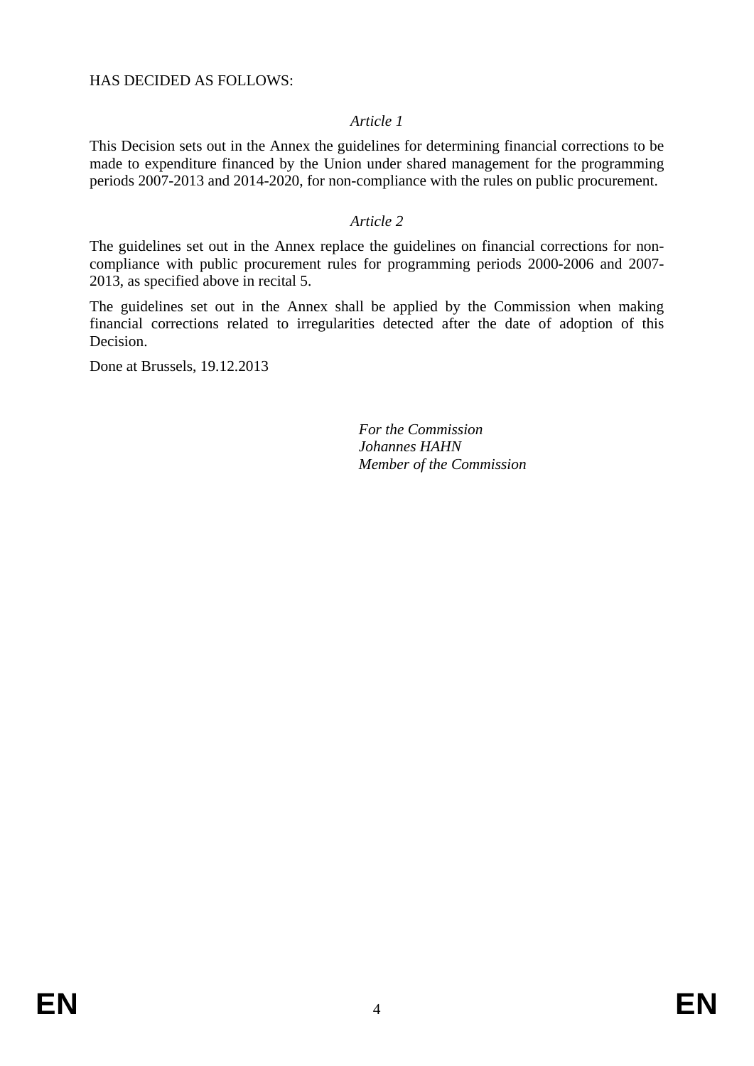HAS DECIDED AS FOLLOWS:

*Article 1*

This Decision sets out in the Annex the guidelines for determining financial corrections to be made to expenditure financed by the Union under shared management for the programming periods 2007-2013 and 2014-2020, for non-compliance with the rules on public procurement.

*Article 2*

The guidelines set out in the Annex replace the guidelines on financial corrections for non-compliance with public procurement rules for programming periods 2000-2006 and 2007-2013, as specified above in recital 5.

The guidelines set out in the Annex shall be applied by the Commission when making financial corrections related to irregularities detected after the date of adoption of this Decision.

Done at Brussels, 19.12.2013

*For the Commission*
*Johannes HAHN*
*Member of the Commission*